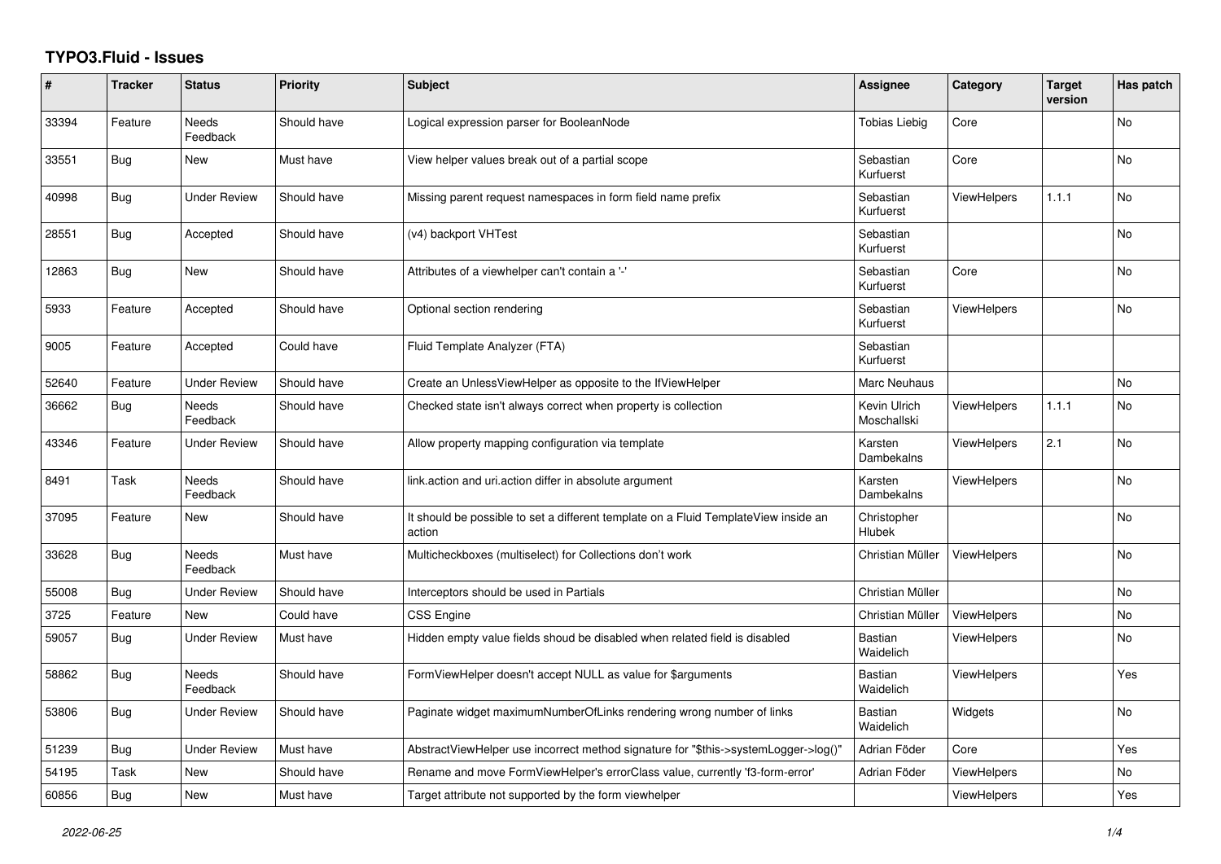# TYPO3.Fluid - Issues

| # | Tracker | Status | Priority | Subject | Assignee | Category | Target version | Has patch |
|---|---|---|---|---|---|---|---|---|
| 33394 | Feature | Needs Feedback | Should have | Logical expression parser for BooleanNode | Tobias Liebig | Core | | No |
| 33551 | Bug | New | Must have | View helper values break out of a partial scope | Sebastian Kurfuerst | Core | | No |
| 40998 | Bug | Under Review | Should have | Missing parent request namespaces in form field name prefix | Sebastian Kurfuerst | ViewHelpers | 1.1.1 | No |
| 28551 | Bug | Accepted | Should have | (v4) backport VHTest | Sebastian Kurfuerst | | | No |
| 12863 | Bug | New | Should have | Attributes of a viewhelper can't contain a '-' | Sebastian Kurfuerst | Core | | No |
| 5933 | Feature | Accepted | Should have | Optional section rendering | Sebastian Kurfuerst | ViewHelpers | | No |
| 9005 | Feature | Accepted | Could have | Fluid Template Analyzer (FTA) | Sebastian Kurfuerst | | | |
| 52640 | Feature | Under Review | Should have | Create an UnlessViewHelper as opposite to the IfViewHelper | Marc Neuhaus | | | No |
| 36662 | Bug | Needs Feedback | Should have | Checked state isn't always correct when property is collection | Kevin Ulrich Moschallski | ViewHelpers | 1.1.1 | No |
| 43346 | Feature | Under Review | Should have | Allow property mapping configuration via template | Karsten Dambekalns | ViewHelpers | 2.1 | No |
| 8491 | Task | Needs Feedback | Should have | link.action and uri.action differ in absolute argument | Karsten Dambekalns | ViewHelpers | | No |
| 37095 | Feature | New | Should have | It should be possible to set a different template on a Fluid TemplateView inside an action | Christopher Hlubek | | | No |
| 33628 | Bug | Needs Feedback | Must have | Multicheckboxes (multiselect) for Collections don't work | Christian Müller | ViewHelpers | | No |
| 55008 | Bug | Under Review | Should have | Interceptors should be used in Partials | Christian Müller | | | No |
| 3725 | Feature | New | Could have | CSS Engine | Christian Müller | ViewHelpers | | No |
| 59057 | Bug | Under Review | Must have | Hidden empty value fields shoud be disabled when related field is disabled | Bastian Waidelich | ViewHelpers | | No |
| 58862 | Bug | Needs Feedback | Should have | FormViewHelper doesn't accept NULL as value for $arguments | Bastian Waidelich | ViewHelpers | | Yes |
| 53806 | Bug | Under Review | Should have | Paginate widget maximumNumberOfLinks rendering wrong number of links | Bastian Waidelich | Widgets | | No |
| 51239 | Bug | Under Review | Must have | AbstractViewHelper use incorrect method signature for "$this->systemLogger->log()" | Adrian Föder | Core | | Yes |
| 54195 | Task | New | Should have | Rename and move FormViewHelper's errorClass value, currently 'f3-form-error' | Adrian Föder | ViewHelpers | | No |
| 60856 | Bug | New | Must have | Target attribute not supported by the form viewhelper | | ViewHelpers | | Yes |

*2022-06-25*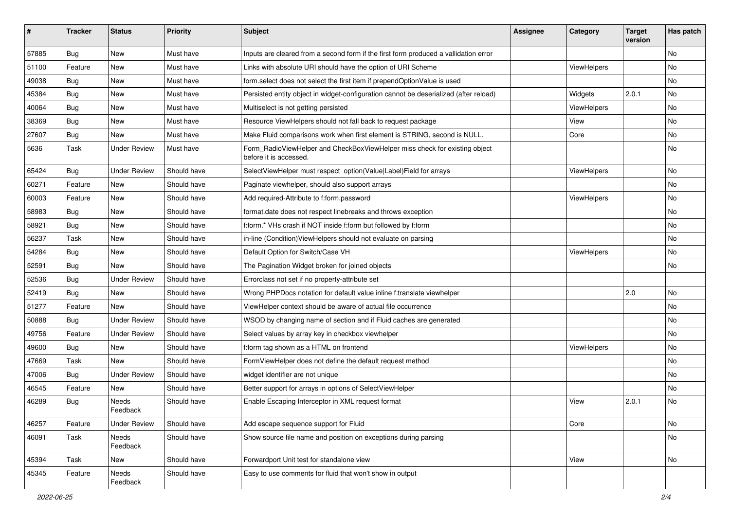| # | Tracker | Status | Priority | Subject | Assignee | Category | Target version | Has patch |
|---|---|---|---|---|---|---|---|---|
| 57885 | Bug | New | Must have | Inputs are cleared from a second form if the first form produced a vallidation error | | | | No |
| 51100 | Feature | New | Must have | Links with absolute URI should have the option of URI Scheme | | ViewHelpers | | No |
| 49038 | Bug | New | Must have | form.select does not select the first item if prependOptionValue is used | | | | No |
| 45384 | Bug | New | Must have | Persisted entity object in widget-configuration cannot be deserialized (after reload) | | Widgets | 2.0.1 | No |
| 40064 | Bug | New | Must have | Multiselect is not getting persisted | | ViewHelpers | | No |
| 38369 | Bug | New | Must have | Resource ViewHelpers should not fall back to request package | | View | | No |
| 27607 | Bug | New | Must have | Make Fluid comparisons work when first element is STRING, second is NULL. | | Core | | No |
| 5636 | Task | Under Review | Must have | Form_RadioViewHelper and CheckBoxViewHelper miss check for existing object before it is accessed. | | | | No |
| 65424 | Bug | Under Review | Should have | SelectViewHelper must respect option(Value\|Label)Field for arrays | | ViewHelpers | | No |
| 60271 | Feature | New | Should have | Paginate viewhelper, should also support arrays | | | | No |
| 60003 | Feature | New | Should have | Add required-Attribute to f:form.password | | ViewHelpers | | No |
| 58983 | Bug | New | Should have | format.date does not respect linebreaks and throws exception | | | | No |
| 58921 | Bug | New | Should have | f:form.* VHs crash if NOT inside f:form but followed by f:form | | | | No |
| 56237 | Task | New | Should have | in-line (Condition)ViewHelpers should not evaluate on parsing | | | | No |
| 54284 | Bug | New | Should have | Default Option for Switch/Case VH | | ViewHelpers | | No |
| 52591 | Bug | New | Should have | The Pagination Widget broken for joined objects | | | | No |
| 52536 | Bug | Under Review | Should have | Errorclass not set if no property-attribute set | | | | |
| 52419 | Bug | New | Should have | Wrong PHPDocs notation for default value inline f:translate viewhelper | | | 2.0 | No |
| 51277 | Feature | New | Should have | ViewHelper context should be aware of actual file occurrence | | | | No |
| 50888 | Bug | Under Review | Should have | WSOD by changing name of section and if Fluid caches are generated | | | | No |
| 49756 | Feature | Under Review | Should have | Select values by array key in checkbox viewhelper | | | | No |
| 49600 | Bug | New | Should have | f:form tag shown as a HTML on frontend | | ViewHelpers | | No |
| 47669 | Task | New | Should have | FormViewHelper does not define the default request method | | | | No |
| 47006 | Bug | Under Review | Should have | widget identifier are not unique | | | | No |
| 46545 | Feature | New | Should have | Better support for arrays in options of SelectViewHelper | | | | No |
| 46289 | Bug | Needs Feedback | Should have | Enable Escaping Interceptor in XML request format | | View | 2.0.1 | No |
| 46257 | Feature | Under Review | Should have | Add escape sequence support for Fluid | | Core | | No |
| 46091 | Task | Needs Feedback | Should have | Show source file name and position on exceptions during parsing | | | | No |
| 45394 | Task | New | Should have | Forwardport Unit test for standalone view | | View | | No |
| 45345 | Feature | Needs Feedback | Should have | Easy to use comments for fluid that won't show in output | | | | |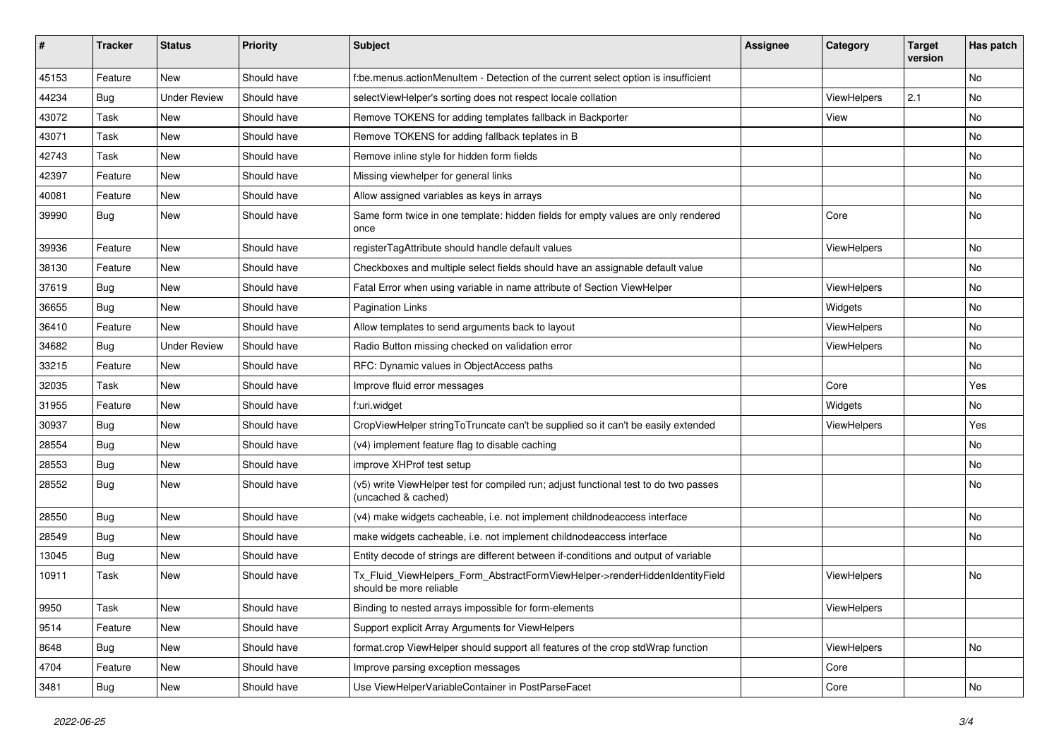| # | Tracker | Status | Priority | Subject | Assignee | Category | Target version | Has patch |
|---|---|---|---|---|---|---|---|---|
| 45153 | Feature | New | Should have | f:be.menus.actionMenuItem - Detection of the current select option is insufficient | | | | No |
| 44234 | Bug | Under Review | Should have | selectViewHelper's sorting does not respect locale collation | | ViewHelpers | 2.1 | No |
| 43072 | Task | New | Should have | Remove TOKENS for adding templates fallback in Backporter | | View | | No |
| 43071 | Task | New | Should have | Remove TOKENS for adding fallback teplates in B | | | | No |
| 42743 | Task | New | Should have | Remove inline style for hidden form fields | | | | No |
| 42397 | Feature | New | Should have | Missing viewhelper for general links | | | | No |
| 40081 | Feature | New | Should have | Allow assigned variables as keys in arrays | | | | No |
| 39990 | Bug | New | Should have | Same form twice in one template: hidden fields for empty values are only rendered once | | Core | | No |
| 39936 | Feature | New | Should have | registerTagAttribute should handle default values | | ViewHelpers | | No |
| 38130 | Feature | New | Should have | Checkboxes and multiple select fields should have an assignable default value | | | | No |
| 37619 | Bug | New | Should have | Fatal Error when using variable in name attribute of Section ViewHelper | | ViewHelpers | | No |
| 36655 | Bug | New | Should have | Pagination Links | | Widgets | | No |
| 36410 | Feature | New | Should have | Allow templates to send arguments back to layout | | ViewHelpers | | No |
| 34682 | Bug | Under Review | Should have | Radio Button missing checked on validation error | | ViewHelpers | | No |
| 33215 | Feature | New | Should have | RFC: Dynamic values in ObjectAccess paths | | | | No |
| 32035 | Task | New | Should have | Improve fluid error messages | | Core | | Yes |
| 31955 | Feature | New | Should have | f:uri.widget | | Widgets | | No |
| 30937 | Bug | New | Should have | CropViewHelper stringToTruncate can't be supplied so it can't be easily extended | | ViewHelpers | | Yes |
| 28554 | Bug | New | Should have | (v4) implement feature flag to disable caching | | | | No |
| 28553 | Bug | New | Should have | improve XHProf test setup | | | | No |
| 28552 | Bug | New | Should have | (v5) write ViewHelper test for compiled run; adjust functional test to do two passes (uncached & cached) | | | | No |
| 28550 | Bug | New | Should have | (v4) make widgets cacheable, i.e. not implement childnodeaccess interface | | | | No |
| 28549 | Bug | New | Should have | make widgets cacheable, i.e. not implement childnodeaccess interface | | | | No |
| 13045 | Bug | New | Should have | Entity decode of strings are different between if-conditions and output of variable | | | | |
| 10911 | Task | New | Should have | Tx_Fluid_ViewHelpers_Form_AbstractFormViewHelper->renderHiddenIdentityField should be more reliable | | ViewHelpers | | No |
| 9950 | Task | New | Should have | Binding to nested arrays impossible for form-elements | | ViewHelpers | | |
| 9514 | Feature | New | Should have | Support explicit Array Arguments for ViewHelpers | | | | |
| 8648 | Bug | New | Should have | format.crop ViewHelper should support all features of the crop stdWrap function | | ViewHelpers | | No |
| 4704 | Feature | New | Should have | Improve parsing exception messages | | Core | | |
| 3481 | Bug | New | Should have | Use ViewHelperVariableContainer in PostParseFacet | | Core | | No |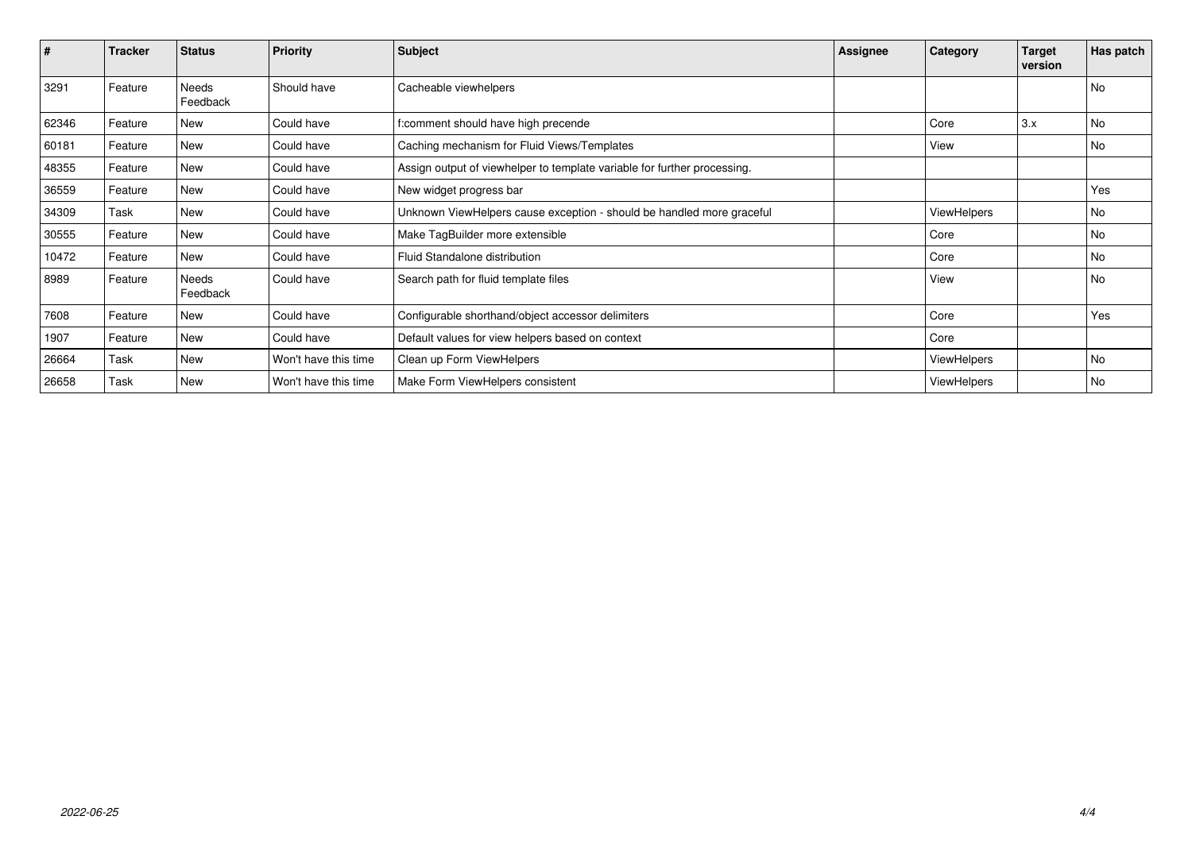| # | Tracker | Status | Priority | Subject | Assignee | Category | Target version | Has patch |
|---|---|---|---|---|---|---|---|---|
| 3291 | Feature | Needs Feedback | Should have | Cacheable viewhelpers | | | | No |
| 62346 | Feature | New | Could have | f:comment should have high precende | | Core | 3.x | No |
| 60181 | Feature | New | Could have | Caching mechanism for Fluid Views/Templates | | View | | No |
| 48355 | Feature | New | Could have | Assign output of viewhelper to template variable for further processing. | | | | |
| 36559 | Feature | New | Could have | New widget progress bar | | | | Yes |
| 34309 | Task | New | Could have | Unknown ViewHelpers cause exception - should be handled more graceful | | ViewHelpers | | No |
| 30555 | Feature | New | Could have | Make TagBuilder more extensible | | Core | | No |
| 10472 | Feature | New | Could have | Fluid Standalone distribution | | Core | | No |
| 8989 | Feature | Needs Feedback | Could have | Search path for fluid template files | | View | | No |
| 7608 | Feature | New | Could have | Configurable shorthand/object accessor delimiters | | Core | | Yes |
| 1907 | Feature | New | Could have | Default values for view helpers based on context | | Core | | |
| 26664 | Task | New | Won't have this time | Clean up Form ViewHelpers | | ViewHelpers | | No |
| 26658 | Task | New | Won't have this time | Make Form ViewHelpers consistent | | ViewHelpers | | No |

*2022-06-25*